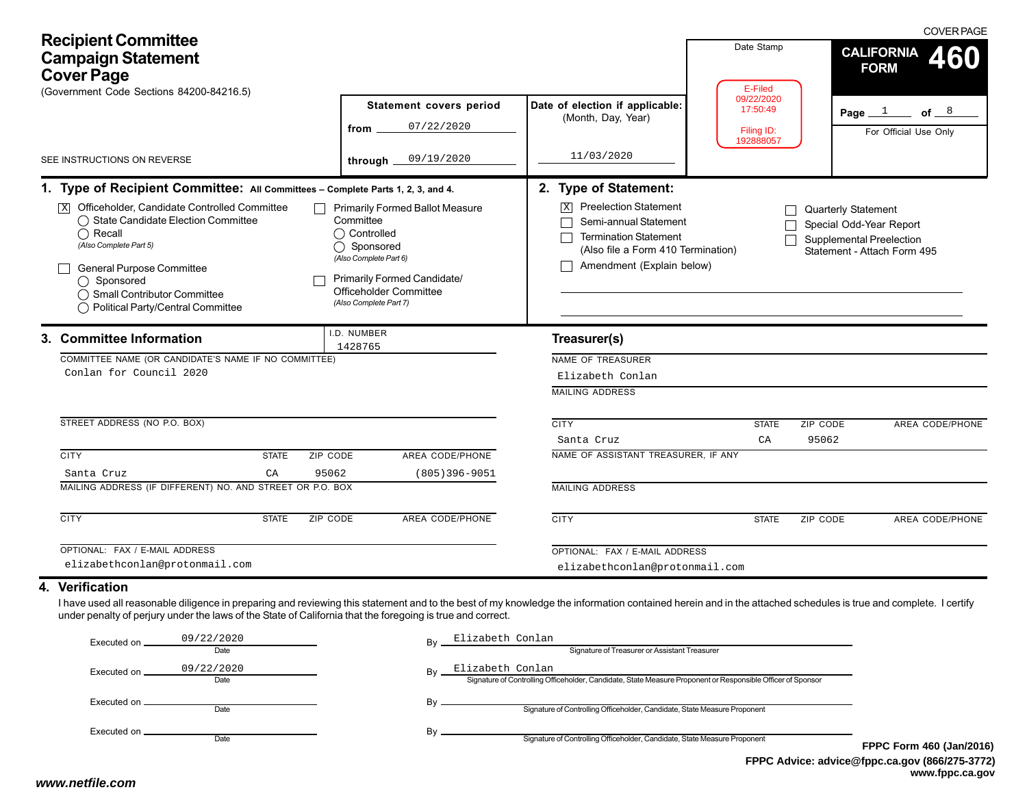# Recipient Committee Campaign Statement Cover Page

(Government Code Sections 84200-84216.5)

SEE INSTRUCTIONS ON REVERSE

COVER PAGE

**CALIFORNIA FORM 460**

Page 1 of 8

For Official Use Only

Date Stamp

E-Filed
09/22/2020
17:50:49

Filing ID:
192888057

| Statement covers period | Date of election if applicable: (Month, Day, Year) |
|---|---|
| from 07/22/2020 | |
| through 09/19/2020 | 11/03/2020 |

## 1. Type of Recipient Committee: All Committees – Complete Parts 1, 2, 3, and 4.

- [X] Officeholder, Candidate Controlled Committee
  - ◯ State Candidate Election Committee
  - ◯ Recall
  - *(Also Complete Part 5)*
- [ ] General Purpose Committee
  - ◯ Sponsored
  - ◯ Small Contributor Committee
  - ◯ Political Party/Central Committee
- [ ] Primarily Formed Ballot Measure Committee
  - ◯ Controlled
  - ◯ Sponsored
  - *(Also Complete Part 6)*
- [ ] Primarily Formed Candidate/ Officeholder Committee
  - *(Also Complete Part 7)*

## 2. Type of Statement:

- [X] Preelection Statement
- [ ] Semi-annual Statement
- [ ] Termination Statement (Also file a Form 410 Termination)
- [ ] Amendment (Explain below)
- [ ] Quarterly Statement
- [ ] Special Odd-Year Report
- [ ] Supplemental Preelection Statement - Attach Form 495

## 3. Committee Information

I.D. NUMBER: 1428765

COMMITTEE NAME (OR CANDIDATE'S NAME IF NO COMMITTEE): Conlan for Council 2020

STREET ADDRESS (NO P.O. BOX):

| CITY | STATE | ZIP CODE | AREA CODE/PHONE |
|---|---|---|---|
| Santa Cruz | CA | 95062 | (805)396-9051 |

MAILING ADDRESS (IF DIFFERENT) NO. AND STREET OR P.O. BOX:

| CITY | STATE | ZIP CODE | AREA CODE/PHONE |
|---|---|---|---|
| | | | |

OPTIONAL: FAX / E-MAIL ADDRESS: elizabethconlan@protonmail.com

### Treasurer(s)

NAME OF TREASURER: Elizabeth Conlan

MAILING ADDRESS:

| CITY | STATE | ZIP CODE | AREA CODE/PHONE |
|---|---|---|---|
| Santa Cruz | CA | 95062 | |

NAME OF ASSISTANT TREASURER, IF ANY:

MAILING ADDRESS:

| CITY | STATE | ZIP CODE | AREA CODE/PHONE |
|---|---|---|---|
| | | | |

OPTIONAL: FAX / E-MAIL ADDRESS: elizabethconlan@protonmail.com

## 4. Verification

I have used all reasonable diligence in preparing and reviewing this statement and to the best of my knowledge the information contained herein and in the attached schedules is true and complete. I certify under penalty of perjury under the laws of the State of California that the foregoing is true and correct.

Executed on 09/22/2020 (Date) By Elizabeth Conlan (Signature of Treasurer or Assistant Treasurer)

Executed on 09/22/2020 (Date) By Elizabeth Conlan (Signature of Controlling Officeholder, Candidate, State Measure Proponent or Responsible Officer of Sponsor)

Executed on ______ (Date) By ______ (Signature of Controlling Officeholder, Candidate, State Measure Proponent)

Executed on ______ (Date) By ______ (Signature of Controlling Officeholder, Candidate, State Measure Proponent)

**FPPC Form 460 (Jan/2016)**
**FPPC Advice: advice@fppc.ca.gov (866/275-3772)**
**www.fppc.ca.gov**

*www.netfile.com*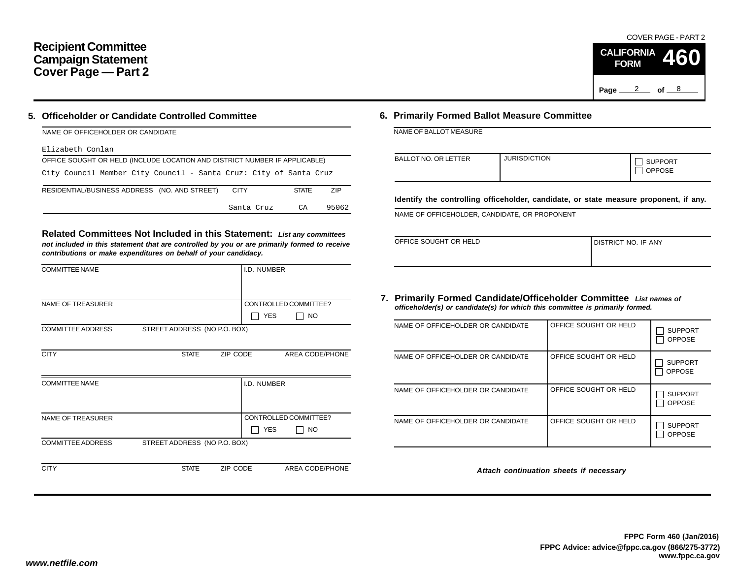# Recipient Committee Campaign Statement Cover Page — Part 2

COVER PAGE - PART 2

**CALIFORNIA FORM 460**

## 5. Officeholder or Candidate Controlled Committee

NAME OF OFFICEHOLDER OR CANDIDATE

Elizabeth Conlan

OFFICE SOUGHT OR HELD (INCLUDE LOCATION AND DISTRICT NUMBER IF APPLICABLE)

City Council Member City Council - Santa Cruz: City of Santa Cruz

| RESIDENTIAL/BUSINESS ADDRESS (NO. AND STREET) | CITY | STATE | ZIP |
|---|---|---|---|
| | Santa Cruz | CA | 95062 |

### Related Committees Not Included in this Statement:

*List any committees not included in this statement that are controlled by you or are primarily formed to receive contributions or make expenditures on behalf of your candidacy.*

| COMMITTEE NAME | | | I.D. NUMBER |
|---|---|---|---|
| NAME OF TREASURER | | | CONTROLLED COMMITTEE? ☐ YES ☐ NO |
| COMMITTEE ADDRESS | STREET ADDRESS (NO P.O. BOX) | | |
| CITY | STATE | ZIP CODE | AREA CODE/PHONE |

| COMMITTEE NAME | | | I.D. NUMBER |
|---|---|---|---|
| NAME OF TREASURER | | | CONTROLLED COMMITTEE? ☐ YES ☐ NO |
| COMMITTEE ADDRESS | STREET ADDRESS (NO P.O. BOX) | | |
| CITY | STATE | ZIP CODE | AREA CODE/PHONE |

## 6. Primarily Formed Ballot Measure Committee

NAME OF BALLOT MEASURE

| BALLOT NO. OR LETTER | JURISDICTION | ☐ SUPPORT ☐ OPPOSE |
|---|---|---|

**Identify the controlling officeholder, candidate, or state measure proponent, if any.**

NAME OF OFFICEHOLDER, CANDIDATE, OR PROPONENT

| OFFICE SOUGHT OR HELD | DISTRICT NO. IF ANY |
|---|---|

## 7. Primarily Formed Candidate/Officeholder Committee

*List names of officeholder(s) or candidate(s) for which this committee is primarily formed.*

| NAME OF OFFICEHOLDER OR CANDIDATE | OFFICE SOUGHT OR HELD | ☐ SUPPORT ☐ OPPOSE |
|---|---|---|
| NAME OF OFFICEHOLDER OR CANDIDATE | OFFICE SOUGHT OR HELD | ☐ SUPPORT ☐ OPPOSE |
| NAME OF OFFICEHOLDER OR CANDIDATE | OFFICE SOUGHT OR HELD | ☐ SUPPORT ☐ OPPOSE |
| NAME OF OFFICEHOLDER OR CANDIDATE | OFFICE SOUGHT OR HELD | ☐ SUPPORT ☐ OPPOSE |

*Attach continuation sheets if necessary*

**FPPC Form 460 (Jan/2016)**
**FPPC Advice: advice@fppc.ca.gov (866/275-3772)**
**www.fppc.ca.gov**

*www.netfile.com*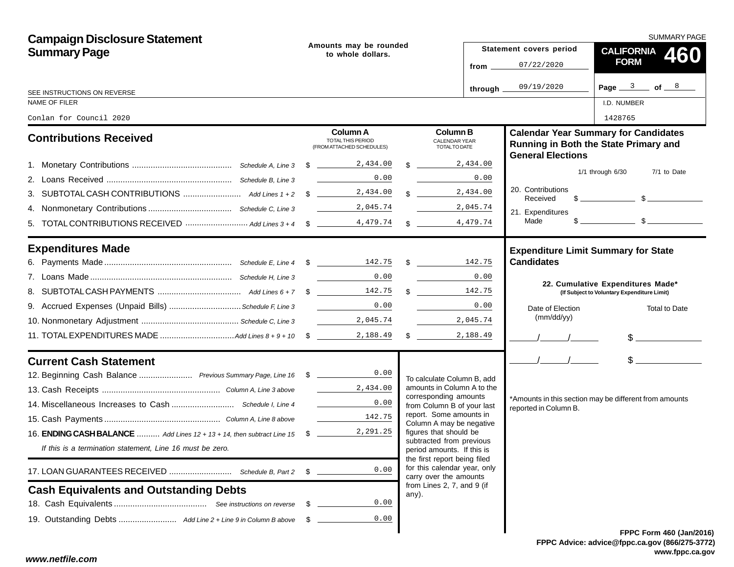# Campaign Disclosure Statement Summary Page

Amounts may be rounded to whole dollars.

SUMMARY PAGE

**CALIFORNIA FORM 460**

Statement covers period from 07/22/2020 through 09/19/2020

Page 3 of 8

SEE INSTRUCTIONS ON REVERSE

NAME OF FILER: Conlan for Council 2020

I.D. NUMBER: 1428765

## Contributions Received

| | | Column A TOTAL THIS PERIOD (FROM ATTACHED SCHEDULES) | Column B CALENDAR YEAR TOTAL TO DATE |
|---|---|---|---|
| 1. Monetary Contributions | Schedule A, Line 3 | $ 2,434.00 | $ 2,434.00 |
| 2. Loans Received | Schedule B, Line 3 | 0.00 | 0.00 |
| 3. SUBTOTAL CASH CONTRIBUTIONS | Add Lines 1 + 2 | $ 2,434.00 | $ 2,434.00 |
| 4. Nonmonetary Contributions | Schedule C, Line 3 | 2,045.74 | 2,045.74 |
| 5. TOTAL CONTRIBUTIONS RECEIVED | Add Lines 3 + 4 | $ 4,479.74 | $ 4,479.74 |

## Expenditures Made

| | | Column A | Column B |
|---|---|---|---|
| 6. Payments Made | Schedule E, Line 4 | $ 142.75 | $ 142.75 |
| 7. Loans Made | Schedule H, Line 3 | 0.00 | 0.00 |
| 8. SUBTOTAL CASH PAYMENTS | Add Lines 6 + 7 | $ 142.75 | $ 142.75 |
| 9. Accrued Expenses (Unpaid Bills) | Schedule F, Line 3 | 0.00 | 0.00 |
| 10. Nonmonetary Adjustment | Schedule C, Line 3 | 2,045.74 | 2,045.74 |
| 11. TOTAL EXPENDITURES MADE | Add Lines 8 + 9 + 10 | $ 2,188.49 | $ 2,188.49 |

## Current Cash Statement

| | | |
|---|---|---|
| 12. Beginning Cash Balance | Previous Summary Page, Line 16 | $ 0.00 |
| 13. Cash Receipts | Column A, Line 3 above | 2,434.00 |
| 14. Miscellaneous Increases to Cash | Schedule I, Line 4 | 0.00 |
| 15. Cash Payments | Column A, Line 8 above | 142.75 |
| 16. **ENDING CASH BALANCE** | Add Lines 12 + 13 + 14, then subtract Line 15 | $ 2,291.25 |

*If this is a termination statement, Line 16 must be zero.*

| | | |
|---|---|---|
| 17. LOAN GUARANTEES RECEIVED | Schedule B, Part 2 | $ 0.00 |

To calculate Column B, add amounts in Column A to the corresponding amounts from Column B of your last report. Some amounts in Column A may be negative figures that should be subtracted from previous period amounts. If this is the first report being filed for this calendar year, only carry over the amounts from Lines 2, 7, and 9 (if any).

## Cash Equivalents and Outstanding Debts

| | | |
|---|---|---|
| 18. Cash Equivalents | See instructions on reverse | $ 0.00 |
| 19. Outstanding Debts | Add Line 2 + Line 9 in Column B above | $ 0.00 |

## Calendar Year Summary for Candidates Running in Both the State Primary and General Elections

| | 1/1 through 6/30 | 7/1 to Date |
|---|---|---|
| 20. Contributions Received | $ | $ |
| 21. Expenditures Made | $ | $ |

## Expenditure Limit Summary for State Candidates

**22. Cumulative Expenditures Made*** (If Subject to Voluntary Expenditure Limit)

| Date of Election (mm/dd/yy) | Total to Date |
|---|---|
| / / | $ |
| / / | $ |

*Amounts in this section may be different from amounts reported in Column B.

FPPC Form 460 (Jan/2016)
FPPC Advice: advice@fppc.ca.gov (866/275-3772)
www.fppc.ca.gov

www.netfile.com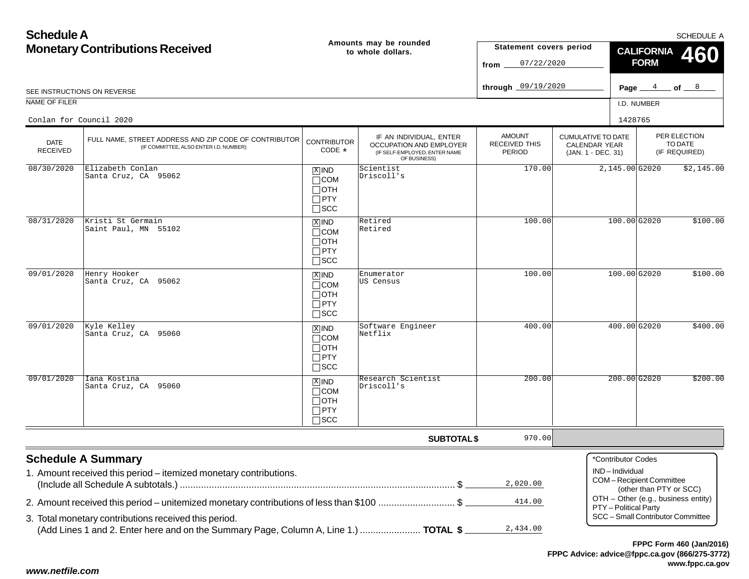# Schedule A
## Monetary Contributions Received

**Amounts may be rounded to whole dollars.**

SCHEDULE A

**Statement covers period**

from 07/22/2020

through 09/19/2020

**CALIFORNIA FORM 460**

SEE INSTRUCTIONS ON REVERSE

NAME OF FILER: Conlan for Council 2020

I.D. NUMBER: 1428765

| DATE RECEIVED | FULL NAME, STREET ADDRESS AND ZIP CODE OF CONTRIBUTOR (IF COMMITTEE, ALSO ENTER I.D. NUMBER) | CONTRIBUTOR CODE * | IF AN INDIVIDUAL, ENTER OCCUPATION AND EMPLOYER (IF SELF-EMPLOYED, ENTER NAME OF BUSINESS) | AMOUNT RECEIVED THIS PERIOD | CUMULATIVE TO DATE CALENDAR YEAR (JAN. 1 - DEC. 31) | PER ELECTION TO DATE (IF REQUIRED) |
|---|---|---|---|---|---|---|
| 08/30/2020 | Elizabeth Conlan<br>Santa Cruz, CA 95062 | [X] IND<br>[ ] COM<br>[ ] OTH<br>[ ] PTY<br>[ ] SCC | Scientist<br>Driscoll's | 170.00 | 2,145.00 | G2020 $2,145.00 |
| 08/31/2020 | Kristi St Germain<br>Saint Paul, MN 55102 | [X] IND<br>[ ] COM<br>[ ] OTH<br>[ ] PTY<br>[ ] SCC | Retired<br>Retired | 100.00 | 100.00 | G2020 $100.00 |
| 09/01/2020 | Henry Hooker<br>Santa Cruz, CA 95062 | [X] IND<br>[ ] COM<br>[ ] OTH<br>[ ] PTY<br>[ ] SCC | Enumerator<br>US Census | 100.00 | 100.00 | G2020 $100.00 |
| 09/01/2020 | Kyle Kelley<br>Santa Cruz, CA 95060 | [X] IND<br>[ ] COM<br>[ ] OTH<br>[ ] PTY<br>[ ] SCC | Software Engineer<br>Netflix | 400.00 | 400.00 | G2020 $400.00 |
| 09/01/2020 | Iana Kostina<br>Santa Cruz, CA 95060 | [X] IND<br>[ ] COM<br>[ ] OTH<br>[ ] PTY<br>[ ] SCC | Research Scientist<br>Driscoll's | 200.00 | 200.00 | G2020 $200.00 |
| | | | **SUBTOTAL $** | 970.00 | | |

## Schedule A Summary

1. Amount received this period – itemized monetary contributions. (Include all Schedule A subtotals.) ........ $ 2,020.00
2. Amount received this period – unitemized monetary contributions of less than $100 ........ $ 414.00
3. Total monetary contributions received this period. (Add Lines 1 and 2. Enter here and on the Summary Page, Column A, Line 1.) ........ **TOTAL $** 2,434.00

*Contributor Codes
- IND – Individual
- COM – Recipient Committee (other than PTY or SCC)
- OTH – Other (e.g., business entity)
- PTY – Political Party
- SCC – Small Contributor Committee

**FPPC Form 460 (Jan/2016)**
**FPPC Advice: advice@fppc.ca.gov (866/275-3772)**
**www.fppc.ca.gov**

*www.netfile.com*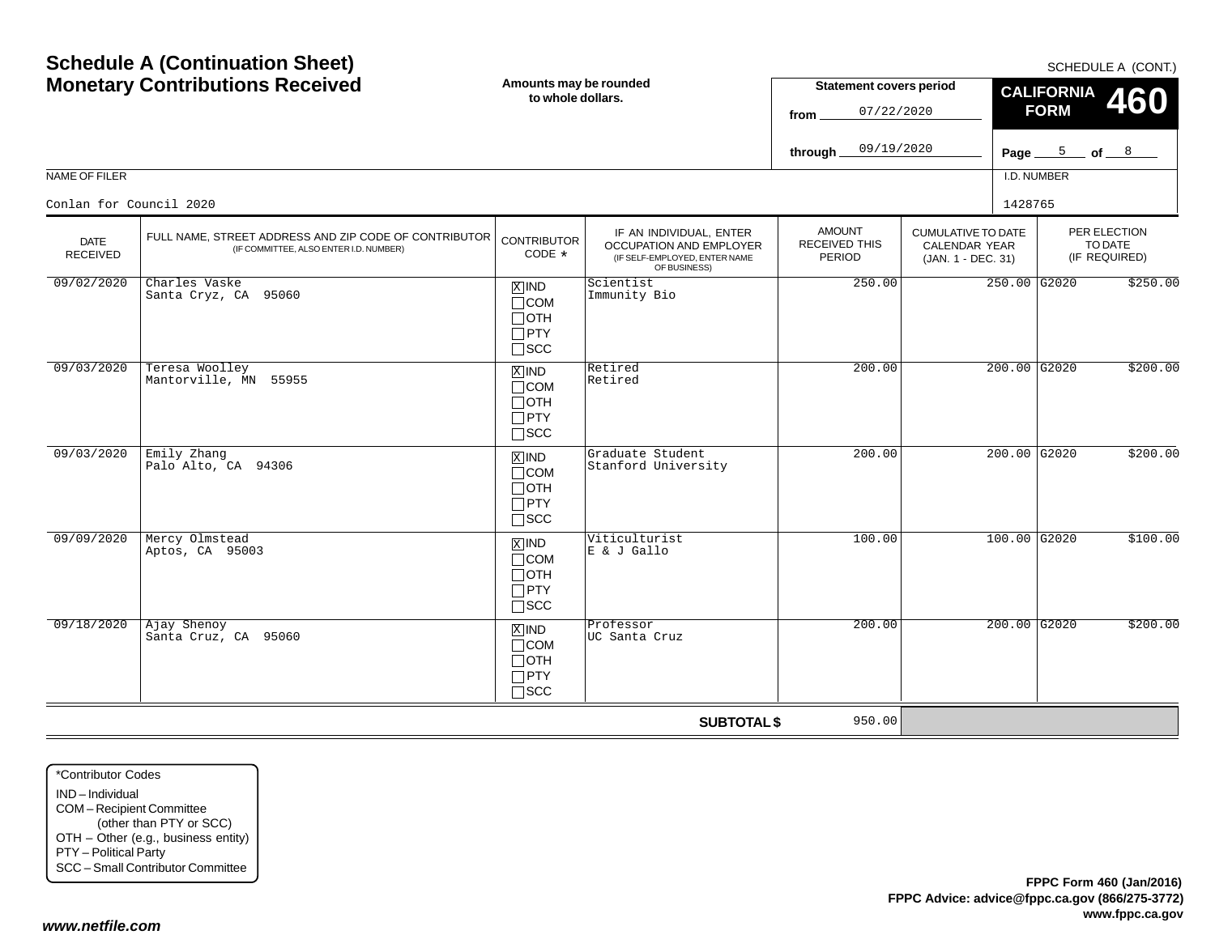# Schedule A (Continuation Sheet)
# Monetary Contributions Received

SCHEDULE A (CONT.)

**Amounts may be rounded to whole dollars.**

**Statement covers period**
from 07/22/2020
through 09/19/2020

**CALIFORNIA FORM 460**

Page 5 of 8

NAME OF FILER: Conlan for Council 2020

I.D. NUMBER: 1428765

| DATE RECEIVED | FULL NAME, STREET ADDRESS AND ZIP CODE OF CONTRIBUTOR (IF COMMITTEE, ALSO ENTER I.D. NUMBER) | CONTRIBUTOR CODE * | IF AN INDIVIDUAL, ENTER OCCUPATION AND EMPLOYER (IF SELF-EMPLOYED, ENTER NAME OF BUSINESS) | AMOUNT RECEIVED THIS PERIOD | CUMULATIVE TO DATE CALENDAR YEAR (JAN. 1 - DEC. 31) | PER ELECTION TO DATE (IF REQUIRED) | |
|---|---|---|---|---|---|---|---|
| 09/02/2020 | Charles Vaske<br>Santa Cryz, CA 95060 | [X] IND [ ] COM [ ] OTH [ ] PTY [ ] SCC | Scientist<br>Immunity Bio | 250.00 | 250.00 | G2020 | $250.00 |
| 09/03/2020 | Teresa Woolley<br>Mantorville, MN 55955 | [X] IND [ ] COM [ ] OTH [ ] PTY [ ] SCC | Retired<br>Retired | 200.00 | 200.00 | G2020 | $200.00 |
| 09/03/2020 | Emily Zhang<br>Palo Alto, CA 94306 | [X] IND [ ] COM [ ] OTH [ ] PTY [ ] SCC | Graduate Student<br>Stanford University | 200.00 | 200.00 | G2020 | $200.00 |
| 09/09/2020 | Mercy Olmstead<br>Aptos, CA 95003 | [X] IND [ ] COM [ ] OTH [ ] PTY [ ] SCC | Viticulturist<br>E & J Gallo | 100.00 | 100.00 | G2020 | $100.00 |
| 09/18/2020 | Ajay Shenoy<br>Santa Cruz, CA 95060 | [X] IND [ ] COM [ ] OTH [ ] PTY [ ] SCC | Professor<br>UC Santa Cruz | 200.00 | 200.00 | G2020 | $200.00 |
| | | | **SUBTOTAL $** | 950.00 | | | |

*Contributor Codes
IND – Individual
COM – Recipient Committee (other than PTY or SCC)
OTH – Other (e.g., business entity)
PTY – Political Party
SCC – Small Contributor Committee

**FPPC Form 460 (Jan/2016)**
**FPPC Advice: advice@fppc.ca.gov (866/275-3772)**
**www.fppc.ca.gov**

***www.netfile.com***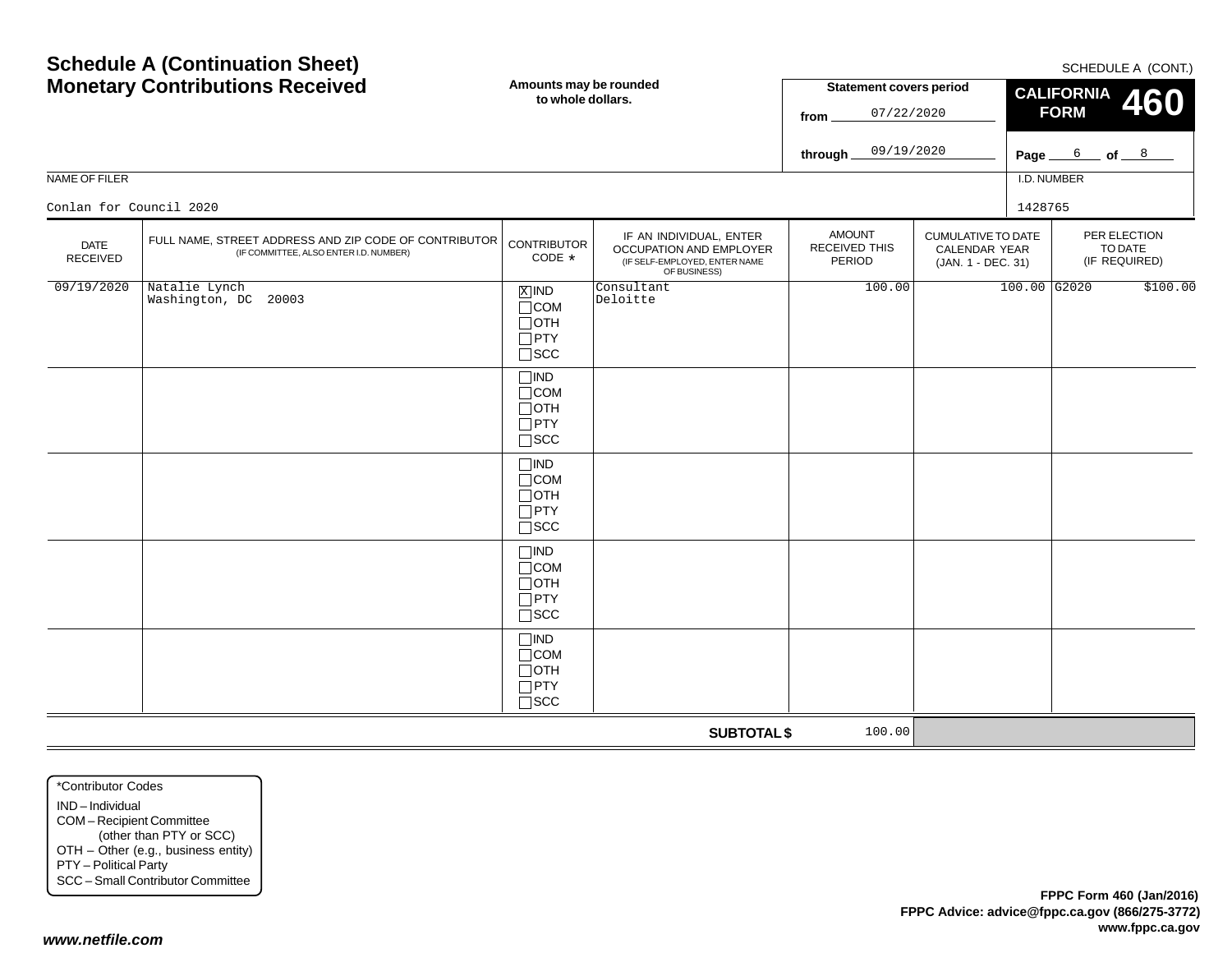# Schedule A (Continuation Sheet)
# Monetary Contributions Received

**Amounts may be rounded to whole dollars.**

SCHEDULE A (CONT.)

**Statement covers period**
from 07/22/2020
through 09/19/2020

**CALIFORNIA FORM 460**

Page 6 of 8

NAME OF FILER: Conlan for Council 2020

I.D. NUMBER: 1428765

| DATE RECEIVED | FULL NAME, STREET ADDRESS AND ZIP CODE OF CONTRIBUTOR (IF COMMITTEE, ALSO ENTER I.D. NUMBER) | CONTRIBUTOR CODE * | IF AN INDIVIDUAL, ENTER OCCUPATION AND EMPLOYER (IF SELF-EMPLOYED, ENTER NAME OF BUSINESS) | AMOUNT RECEIVED THIS PERIOD | CUMULATIVE TO DATE CALENDAR YEAR (JAN. 1 - DEC. 31) | PER ELECTION TO DATE (IF REQUIRED) |
|---|---|---|---|---|---|---|
| 09/19/2020 | Natalie Lynch<br>Washington, DC 20003 | [X] IND<br>[ ] COM<br>[ ] OTH<br>[ ] PTY<br>[ ] SCC | Consultant<br>Deloitte | 100.00 | 100.00 | G2020 $100.00 |
| | | [ ] IND<br>[ ] COM<br>[ ] OTH<br>[ ] PTY<br>[ ] SCC | | | | |
| | | [ ] IND<br>[ ] COM<br>[ ] OTH<br>[ ] PTY<br>[ ] SCC | | | | |
| | | [ ] IND<br>[ ] COM<br>[ ] OTH<br>[ ] PTY<br>[ ] SCC | | | | |
| | | [ ] IND<br>[ ] COM<br>[ ] OTH<br>[ ] PTY<br>[ ] SCC | | | | |
| | | | **SUBTOTAL $** | 100.00 | | |

*Contributor Codes
IND – Individual
COM – Recipient Committee (other than PTY or SCC)
OTH – Other (e.g., business entity)
PTY – Political Party
SCC – Small Contributor Committee

**FPPC Form 460 (Jan/2016)**
**FPPC Advice: advice@fppc.ca.gov (866/275-3772)**
**www.fppc.ca.gov**

***www.netfile.com***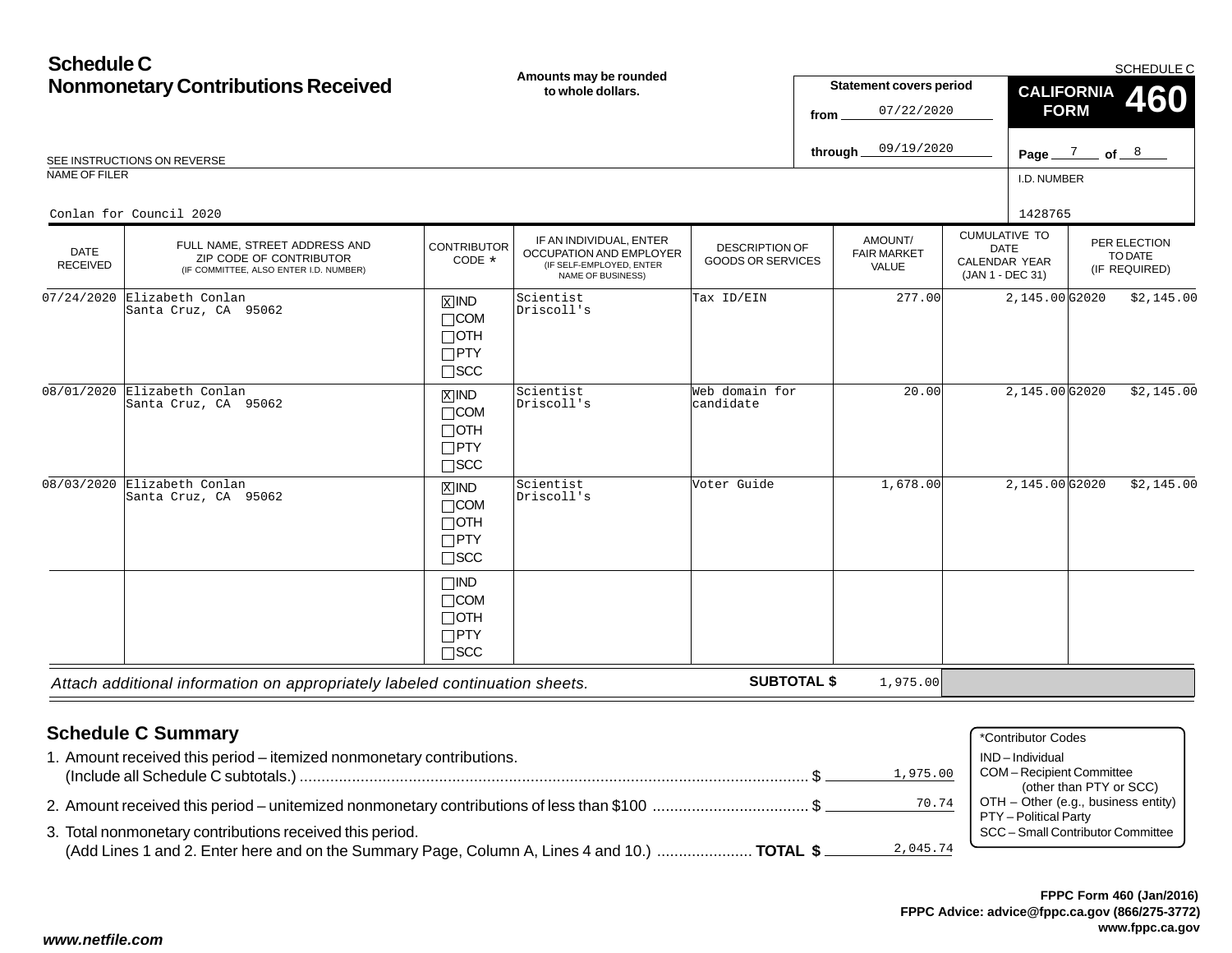# Schedule C
## Nonmonetary Contributions Received

**Amounts may be rounded to whole dollars.**

SCHEDULE C

**CALIFORNIA FORM 460**

**Statement covers period**
from 07/22/2020
through 09/19/2020

Page 7 of 8

SEE INSTRUCTIONS ON REVERSE

NAME OF FILER: Conlan for Council 2020

I.D. NUMBER: 1428765

| DATE RECEIVED | FULL NAME, STREET ADDRESS AND ZIP CODE OF CONTRIBUTOR (IF COMMITTEE, ALSO ENTER I.D. NUMBER) | CONTRIBUTOR CODE * | IF AN INDIVIDUAL, ENTER OCCUPATION AND EMPLOYER (IF SELF-EMPLOYED, ENTER NAME OF BUSINESS) | DESCRIPTION OF GOODS OR SERVICES | AMOUNT/ FAIR MARKET VALUE | CUMULATIVE TO DATE CALENDAR YEAR (JAN 1 - DEC 31) | PER ELECTION TO DATE (IF REQUIRED) |
|---|---|---|---|---|---|---|---|
| 07/24/2020 | Elizabeth Conlan<br>Santa Cruz, CA 95062 | [X] IND<br>[ ] COM<br>[ ] OTH<br>[ ] PTY<br>[ ] SCC | Scientist<br>Driscoll's | Tax ID/EIN | 277.00 | 2,145.00 | G2020 $2,145.00 |
| 08/01/2020 | Elizabeth Conlan<br>Santa Cruz, CA 95062 | [X] IND<br>[ ] COM<br>[ ] OTH<br>[ ] PTY<br>[ ] SCC | Scientist<br>Driscoll's | Web domain for candidate | 20.00 | 2,145.00 | G2020 $2,145.00 |
| 08/03/2020 | Elizabeth Conlan<br>Santa Cruz, CA 95062 | [X] IND<br>[ ] COM<br>[ ] OTH<br>[ ] PTY<br>[ ] SCC | Scientist<br>Driscoll's | Voter Guide | 1,678.00 | 2,145.00 | G2020 $2,145.00 |
| | | [ ] IND<br>[ ] COM<br>[ ] OTH<br>[ ] PTY<br>[ ] SCC | | | | | |

*Attach additional information on appropriately labeled continuation sheets.* **SUBTOTAL $** 1,975.00

## Schedule C Summary

1. Amount received this period – itemized nonmonetary contributions. (Include all Schedule C subtotals.) .......... $ 1,975.00
2. Amount received this period – unitemized nonmonetary contributions of less than $100 .......... $ 70.74
3. Total nonmonetary contributions received this period. (Add Lines 1 and 2. Enter here and on the Summary Page, Column A, Lines 4 and 10.) .......... **TOTAL $** 2,045.74

*Contributor Codes
- IND – Individual
- COM – Recipient Committee (other than PTY or SCC)
- OTH – Other (e.g., business entity)
- PTY – Political Party
- SCC – Small Contributor Committee

**FPPC Form 460 (Jan/2016)**
**FPPC Advice: advice@fppc.ca.gov (866/275-3772)**
**www.fppc.ca.gov**

***www.netfile.com***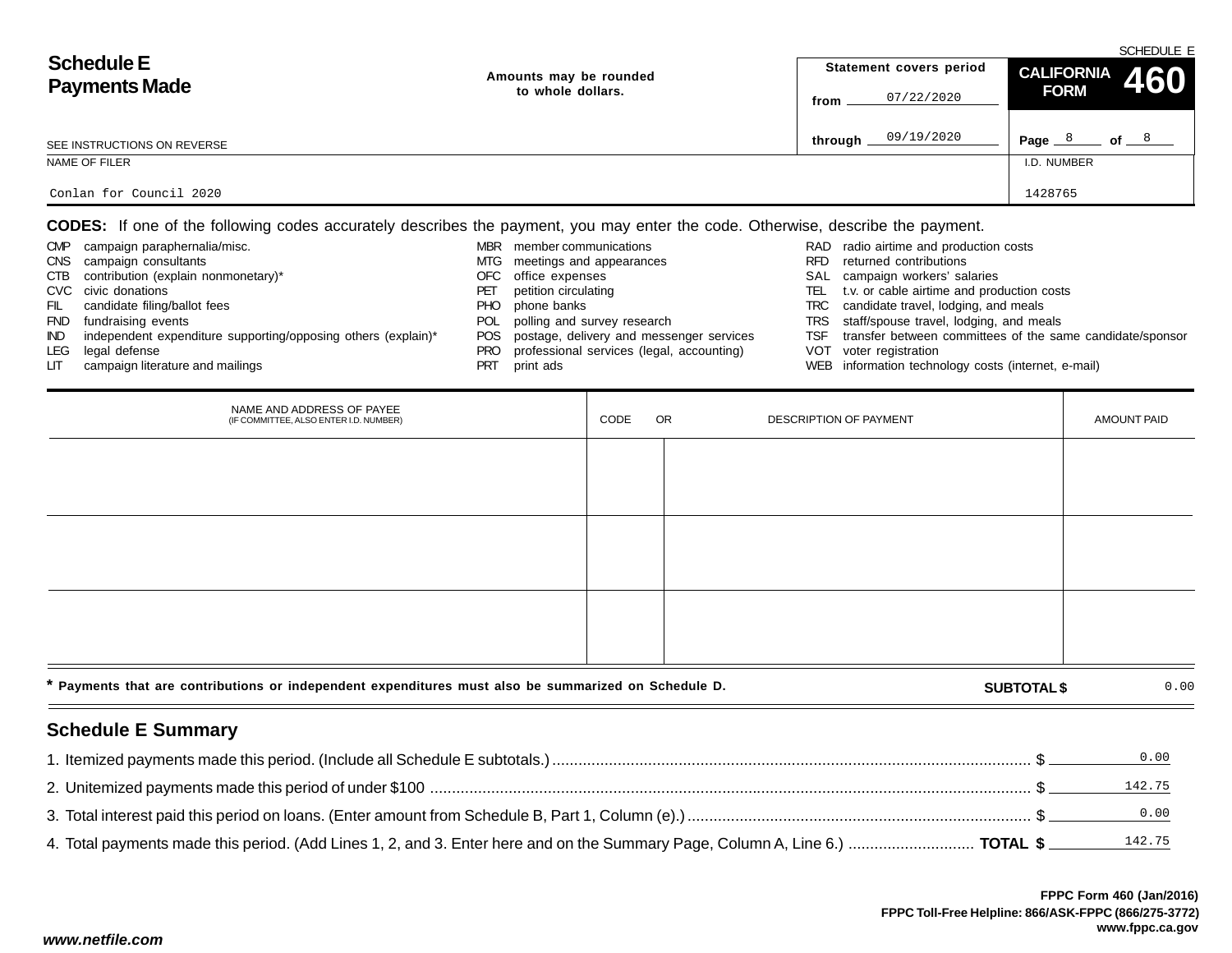SCHEDULE E

# Schedule E Payments Made

SEE INSTRUCTIONS ON REVERSE

Amounts may be rounded to whole dollars.

Statement covers period from 07/22/2020 through 09/19/2020

**CALIFORNIA FORM 460**

Page 8 of 8

NAME OF FILER: Conlan for Council 2020

I.D. NUMBER: 1428765

**CODES:** If one of the following codes accurately describes the payment, you may enter the code. Otherwise, describe the payment.

- CMP campaign paraphernalia/misc.
- CNS campaign consultants
- CTB contribution (explain nonmonetary)*
- CVC civic donations
- FIL candidate filing/ballot fees
- FND fundraising events
- IND independent expenditure supporting/opposing others (explain)*
- LEG legal defense
- LIT campaign literature and mailings
- MBR member communications
- MTG meetings and appearances
- OFC office expenses
- PET petition circulating
- PHO phone banks
- POL polling and survey research
- POS postage, delivery and messenger services
- PRO professional services (legal, accounting)
- PRT print ads
- RAD radio airtime and production costs
- RFD returned contributions
- SAL campaign workers' salaries
- TEL t.v. or cable airtime and production costs
- TRC candidate travel, lodging, and meals
- TRS staff/spouse travel, lodging, and meals
- TSF transfer between committees of the same candidate/sponsor
- VOT voter registration
- WEB information technology costs (internet, e-mail)

| NAME AND ADDRESS OF PAYEE (IF COMMITTEE, ALSO ENTER I.D. NUMBER) | CODE | OR DESCRIPTION OF PAYMENT | AMOUNT PAID |
|---|---|---|---|
| | | | |
| | | | |
| | | | |

\* Payments that are contributions or independent expenditures must also be summarized on Schedule D.

**SUBTOTAL $** 0.00

## Schedule E Summary

1. Itemized payments made this period. (Include all Schedule E subtotals.) $ 0.00
2. Unitemized payments made this period of under $100 $ 142.75
3. Total interest paid this period on loans. (Enter amount from Schedule B, Part 1, Column (e).) $ 0.00
4. Total payments made this period. (Add Lines 1, 2, and 3. Enter here and on the Summary Page, Column A, Line 6.) **TOTAL $** 142.75

FPPC Form 460 (Jan/2016)
FPPC Toll-Free Helpline: 866/ASK-FPPC (866/275-3772)
www.fppc.ca.gov

*www.netfile.com*